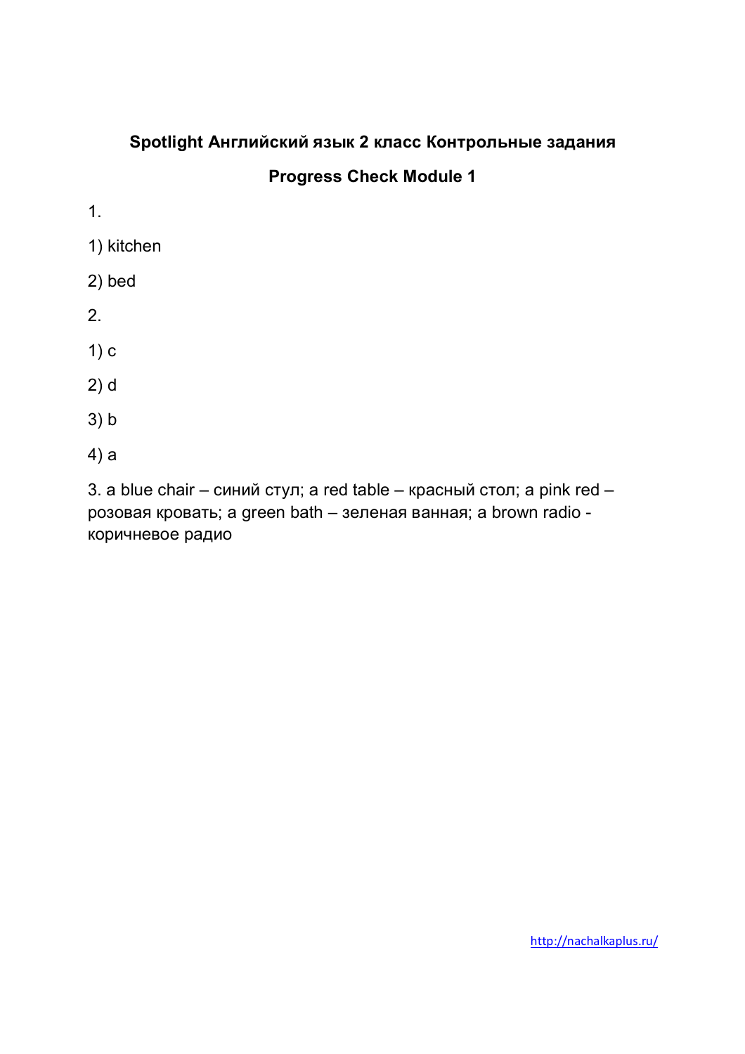**Spotlight Английский язык 2 класс Контрольные задания**

**Progress Check Module 1**

1.

1) kitchen

2) bed

2.

1) c

2) d

3) b

4) a

3. a blue chair – синий стул; a red table – красный стол; a pink red – розовая кровать; a green bath – зеленая ванная; a brown radio - коричневое радио

http://nachalkaplus.ru/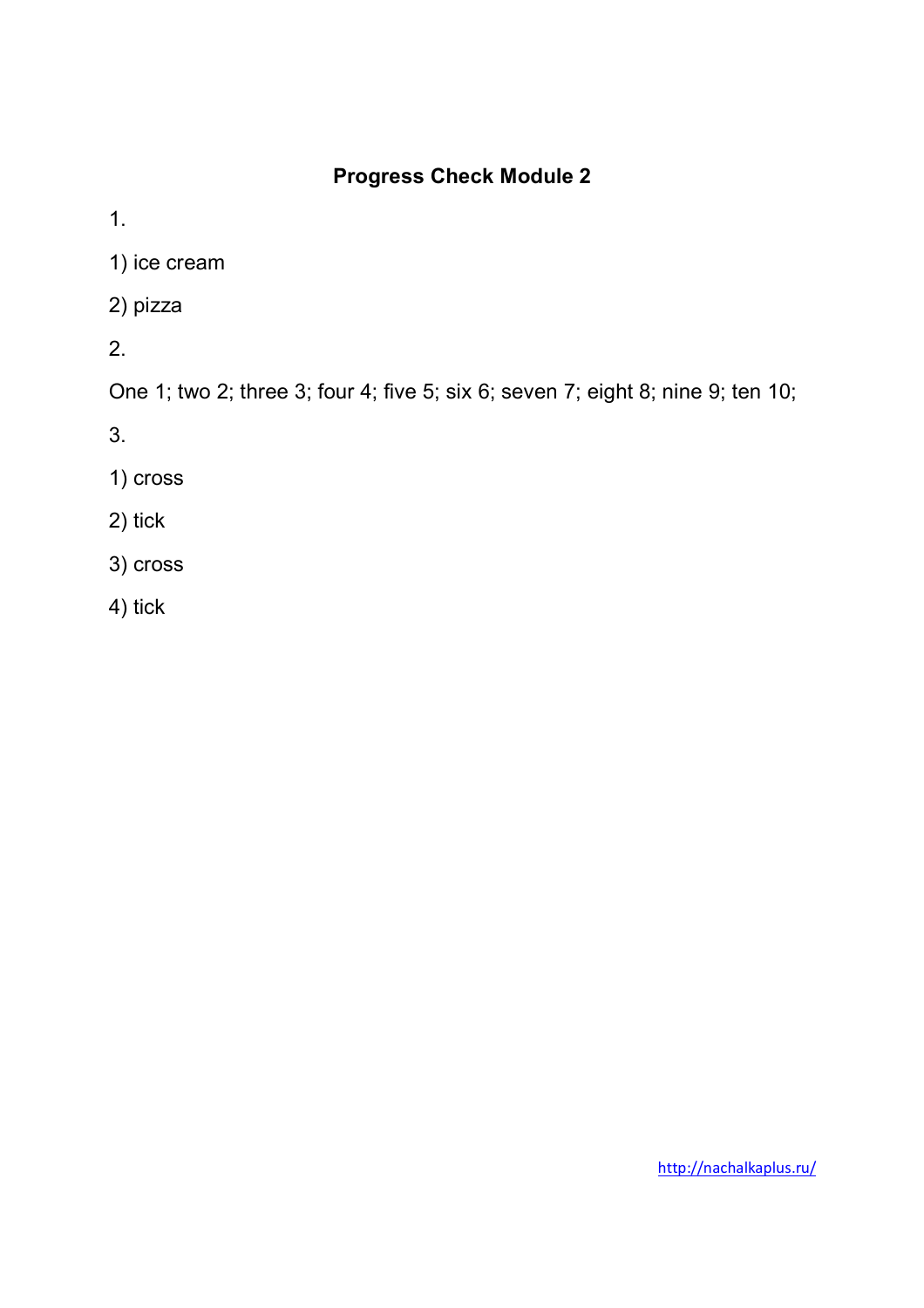**Progress Check Module 2**

1.

1) ice cream

2) pizza

2.

One 1; two 2; three 3; four 4; five 5; six 6; seven 7; eight 8; nine 9; ten 10;

3.

1) cross

2) tick

3) cross

4) tick

http://nachalkaplus.ru/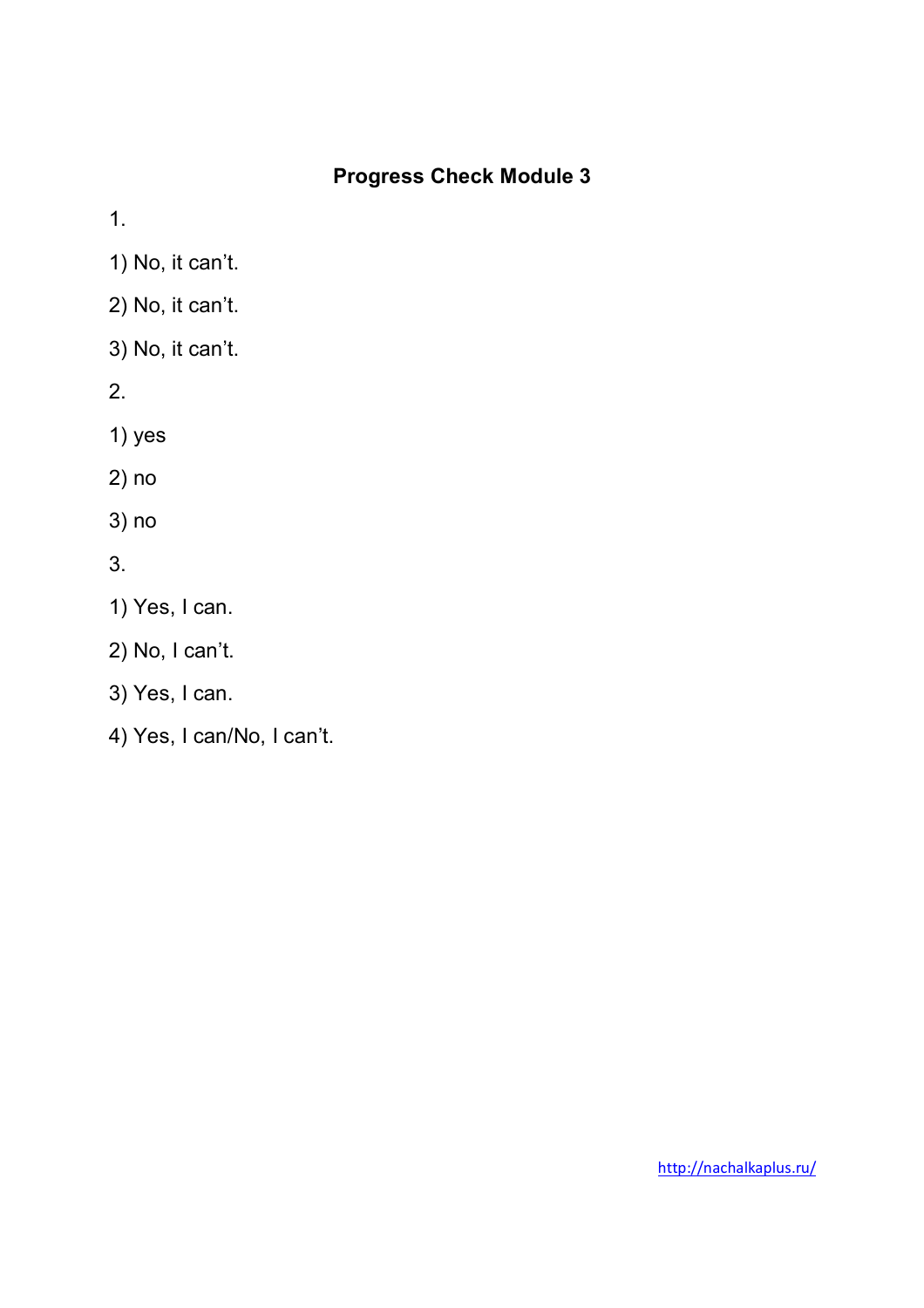# Progress Check Module 3

1.

1) No, it can't.

2) No, it can't.

3) No, it can't.

2.

1) yes

2) no

3) no

3.

1) Yes, I can.

2) No, I can't.

3) Yes, I can.

4) Yes, I can/No, I can't.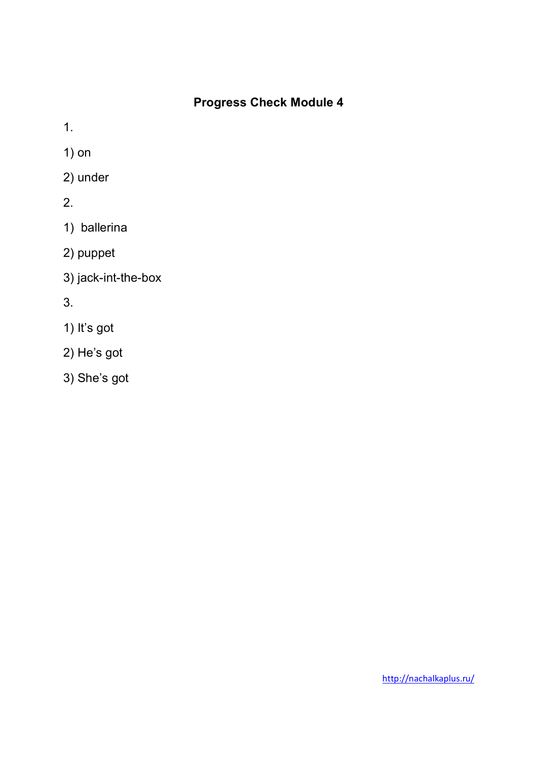# Progress Check Module 4

1.

1) on

2) under

2.

1) ballerina

2) puppet

3) jack-int-the-box

3.

1) It's got

2) He's got

3) She's got

http://nachalkaplus.ru/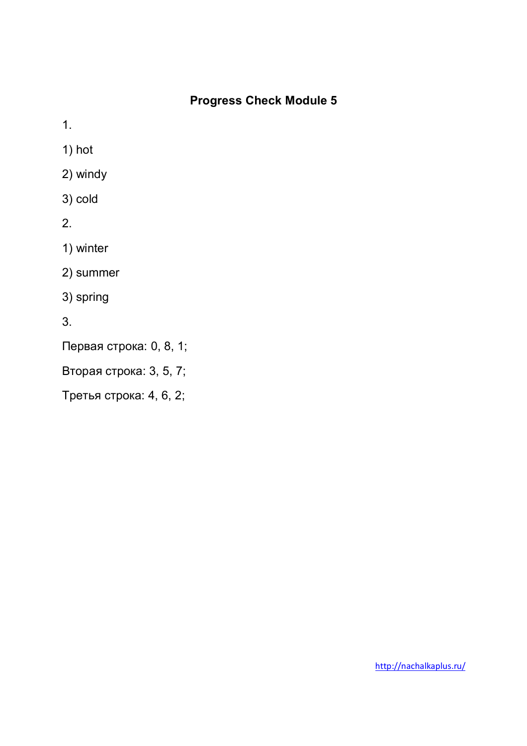# Progress Check Module 5

1.

1) hot

2) windy

3) cold

2.

1) winter

2) summer

3) spring

3.

Первая строка: 0, 8, 1;

Вторая строка: 3, 5, 7;

Третья строка: 4, 6, 2;

http://nachalkaplus.ru/